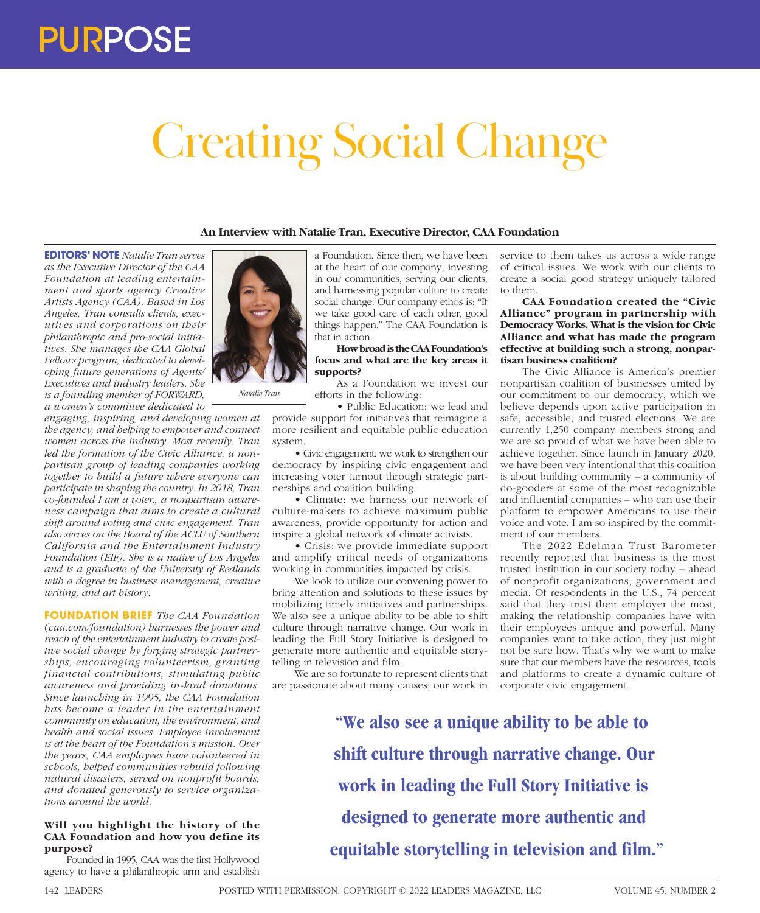# Creating Social Change

**An Interview with Natalie Tran, Executive Director, CAA Foundation**

**EDITORS' NOTE** *Natalie Tran serves as the Executive Director of the CAA Foundation at leading entertainment and sports agency Creative Artists Agency (CAA). Based in Los Angeles, Tran consults clients, executives and corporations on their philanthropic and pro-social initiatives. She manages the CAA Global Fellows program, dedicated to developing future generations of Agents/Executives and industry leaders. She is a founding member of FORWARD, a women's committee dedicated to engaging, inspiring, and developing women at the agency, and helping to empower and connect women across the industry. Most recently, Tran led the formation of the Civic Alliance, a nonpartisan group of leading companies working together to build a future where everyone can participate in shaping the country. In 2018, Tran co-founded I am a voter., a nonpartisan awareness campaign that aims to create a cultural shift around voting and civic engagement. Tran also serves on the Board of the ACLU of Southern California and the Entertainment Industry Foundation (EIF). She is a native of Los Angeles and is a graduate of the University of Redlands with a degree in business management, creative writing, and art history.*

Natalie Tran

**FOUNDATION BRIEF** *The CAA Foundation (caa.com/foundation) harnesses the power and reach of the entertainment industry to create positive social change by forging strategic partnerships, encouraging volunteerism, granting financial contributions, stimulating public awareness and providing in-kind donations. Since launching in 1995, the CAA Foundation has become a leader in the entertainment community on education, the environment, and health and social issues. Employee involvement is at the heart of the Foundation's mission. Over the years, CAA employees have volunteered in schools, helped communities rebuild following natural disasters, served on nonprofit boards, and donated generously to service organizations around the world.*

**Will you highlight the history of the CAA Foundation and how you define its purpose?**

Founded in 1995, CAA was the first Hollywood agency to have a philanthropic arm and establish a Foundation. Since then, we have been at the heart of our company, investing in our communities, serving our clients, and harnessing popular culture to create social change. Our company ethos is: "If we take good care of each other, good things happen." The CAA Foundation is that in action.

**How broad is the CAA Foundation's focus and what are the key areas it supports?**

As a Foundation we invest our efforts in the following:

- Public Education: we lead and provide support for initiatives that reimagine a more resilient and equitable public education system.
- Civic engagement: we work to strengthen our democracy by inspiring civic engagement and increasing voter turnout through strategic partnerships and coalition building.
- Climate: we harness our network of culture-makers to achieve maximum public awareness, provide opportunity for action and inspire a global network of climate activists.
- Crisis: we provide immediate support and amplify critical needs of organizations working in communities impacted by crisis.

We look to utilize our convening power to bring attention and solutions to these issues by mobilizing timely initiatives and partnerships. We also see a unique ability to be able to shift culture through narrative change. Our work in leading the Full Story Initiative is designed to generate more authentic and equitable storytelling in television and film.

We are so fortunate to represent clients that are passionate about many causes; our work in service to them takes us across a wide range of critical issues. We work with our clients to create a social good strategy uniquely tailored to them.

**CAA Foundation created the "Civic Alliance" program in partnership with Democracy Works. What is the vision for Civic Alliance and what has made the program effective at building such a strong, nonpartisan business coalition?**

The Civic Alliance is America's premier nonpartisan coalition of businesses united by our commitment to our democracy, which we believe depends upon active participation in safe, accessible, and trusted elections. We are currently 1,250 company members strong and we are so proud of what we have been able to achieve together. Since launch in January 2020, we have been very intentional that this coalition is about building community – a community of do-gooders at some of the most recognizable and influential companies – who can use their platform to empower Americans to use their voice and vote. I am so inspired by the commitment of our members.

The 2022 Edelman Trust Barometer recently reported that business is the most trusted institution in our society today – ahead of nonprofit organizations, government and media. Of respondents in the U.S., 74 percent said that they trust their employer the most, making the relationship companies have with their employees unique and powerful. Many companies want to take action, they just might not be sure how. That's why we want to make sure that our members have the resources, tools and platforms to create a dynamic culture of corporate civic engagement.

> **"We also see a unique ability to be able to shift culture through narrative change. Our work in leading the Full Story Initiative is designed to generate more authentic and equitable storytelling in television and film."**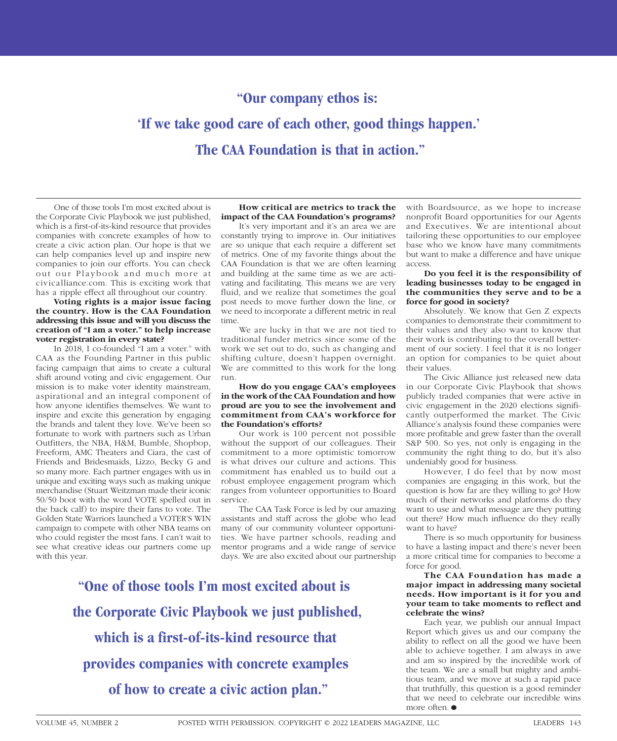**"Our company ethos is: 'If we take good care of each other, good things happen.' The CAA Foundation is that in action."**

One of those tools I'm most excited about is the Corporate Civic Playbook we just published, which is a first-of-its-kind resource that provides companies with concrete examples of how to create a civic action plan. Our hope is that we can help companies level up and inspire new companies to join our efforts. You can check out our Playbook and much more at civicalliance.com. This is exciting work that has a ripple effect all throughout our country.

**Voting rights is a major issue facing the country. How is the CAA Foundation addressing this issue and will you discuss the creation of "I am a voter." to help increase voter registration in every state?**

In 2018, I co-founded "I am a voter." with CAA as the Founding Partner in this public facing campaign that aims to create a cultural shift around voting and civic engagement. Our mission is to make voter identity mainstream, aspirational and an integral component of how anyone identifies themselves. We want to inspire and excite this generation by engaging the brands and talent they love. We've been so fortunate to work with partners such as Urban Outfitters, the NBA, H&M, Bumble, Shopbop, Freeform, AMC Theaters and Ciara, the cast of Friends and Bridesmaids, Lizzo, Becky G and so many more. Each partner engages with us in unique and exciting ways such as making unique merchandise (Stuart Weitzman made their iconic 50/50 boot with the word VOTE spelled out in the back calf) to inspire their fans to vote. The Golden State Warriors launched a VOTER'S WIN campaign to compete with other NBA teams on who could register the most fans. I can't wait to see what creative ideas our partners come up with this year.

**How critical are metrics to track the impact of the CAA Foundation's programs?**

It's very important and it's an area we are constantly trying to improve in. Our initiatives are so unique that each require a different set of metrics. One of my favorite things about the CAA Foundation is that we are often learning and building at the same time as we are activating and facilitating. This means we are very fluid, and we realize that sometimes the goal post needs to move further down the line, or we need to incorporate a different metric in real time.

We are lucky in that we are not tied to traditional funder metrics since some of the work we set out to do, such as changing and shifting culture, doesn't happen overnight. We are committed to this work for the long run.

**How do you engage CAA's employees in the work of the CAA Foundation and how proud are you to see the involvement and commitment from CAA's workforce for the Foundation's efforts?**

Our work is 100 percent not possible without the support of our colleagues. Their commitment to a more optimistic tomorrow is what drives our culture and actions. This commitment has enabled us to build out a robust employee engagement program which ranges from volunteer opportunities to Board service.

The CAA Task Force is led by our amazing assistants and staff across the globe who lead many of our community volunteer opportunities. We have partner schools, reading and mentor programs and a wide range of service days. We are also excited about our partnership with Boardsource, as we hope to increase nonprofit Board opportunities for our Agents and Executives. We are intentional about tailoring these opportunities to our employee base who we know have many commitments but want to make a difference and have unique access.

**Do you feel it is the responsibility of leading businesses today to be engaged in the communities they serve and to be a force for good in society?**

Absolutely. We know that Gen Z expects companies to demonstrate their commitment to their values and they also want to know that their work is contributing to the overall betterment of our society. I feel that it is no longer an option for companies to be quiet about their values.

The Civic Alliance just released new data in our Corporate Civic Playbook that shows publicly traded companies that were active in civic engagement in the 2020 elections significantly outperformed the market. The Civic Alliance's analysis found these companies were more profitable and grew faster than the overall S&P 500. So yes, not only is engaging in the community the right thing to do, but it's also undeniably good for business.

However, I do feel that by now most companies are engaging in this work, but the question is how far are they willing to go? How much of their networks and platforms do they want to use and what message are they putting out there? How much influence do they really want to have?

There is so much opportunity for business to have a lasting impact and there's never been a more critical time for companies to become a force for good.

**The CAA Foundation has made a major impact in addressing many societal needs. How important is it for you and your team to take moments to reflect and celebrate the wins?**

Each year, we publish our annual Impact Report which gives us and our company the ability to reflect on all the good we have been able to achieve together. I am always in awe and am so inspired by the incredible work of the team. We are a small but mighty and ambitious team, and we move at such a rapid pace that truthfully, this question is a good reminder that we need to celebrate our incredible wins more often. ●

**"One of those tools I'm most excited about is the Corporate Civic Playbook we just published, which is a first-of-its-kind resource that provides companies with concrete examples of how to create a civic action plan."**

POSTED WITH PERMISSION. COPYRIGHT © 2022 LEADERS MAGAZINE, LLC